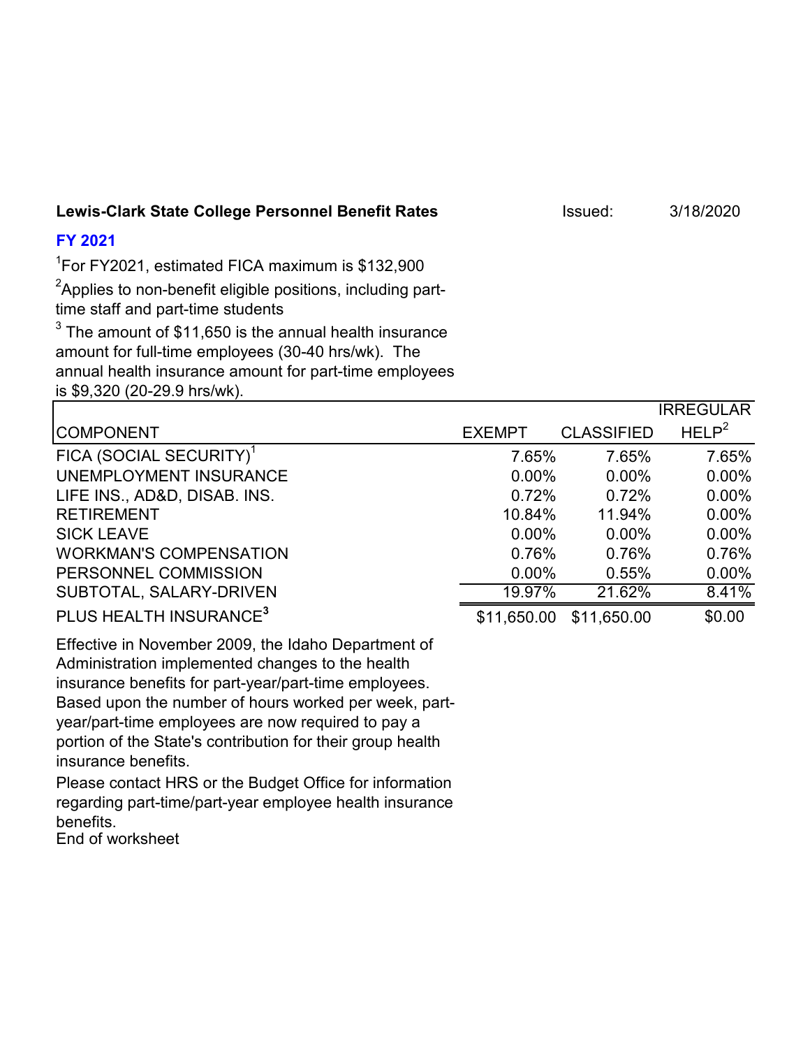**Lewis-Clark State College Personnel Benefit Rates** Issued: 3/18/2020

**FY 2021**

[1]For FY2021, estimated FICA maximum is $132,900

[2]Applies to non-benefit eligible positions, including part-time staff and part-time students

[3] The amount of $11,650 is the annual health insurance amount for full-time employees (30-40 hrs/wk). The annual health insurance amount for part-time employees is $9,320 (20-29.9 hrs/wk).

| COMPONENT | EXEMPT | CLASSIFIED | IRREGULAR HELP[2] |
|---|---|---|---|
| FICA (SOCIAL SECURITY)[1] | 7.65% | 7.65% | 7.65% |
| UNEMPLOYMENT INSURANCE | 0.00% | 0.00% | 0.00% |
| LIFE INS., AD&D, DISAB. INS. | 0.72% | 0.72% | 0.00% |
| RETIREMENT | 10.84% | 11.94% | 0.00% |
| SICK LEAVE | 0.00% | 0.00% | 0.00% |
| WORKMAN'S COMPENSATION | 0.76% | 0.76% | 0.76% |
| PERSONNEL COMMISSION | 0.00% | 0.55% | 0.00% |
| SUBTOTAL, SALARY-DRIVEN | 19.97% | 21.62% | 8.41% |
| PLUS HEALTH INSURANCE[3] | $11,650.00 | $11,650.00 | $0.00 |

Effective in November 2009, the Idaho Department of Administration implemented changes to the health insurance benefits for part-year/part-time employees. Based upon the number of hours worked per week, part-year/part-time employees are now required to pay a portion of the State's contribution for their group health insurance benefits.

Please contact HRS or the Budget Office for information regarding part-time/part-year employee health insurance benefits.

End of worksheet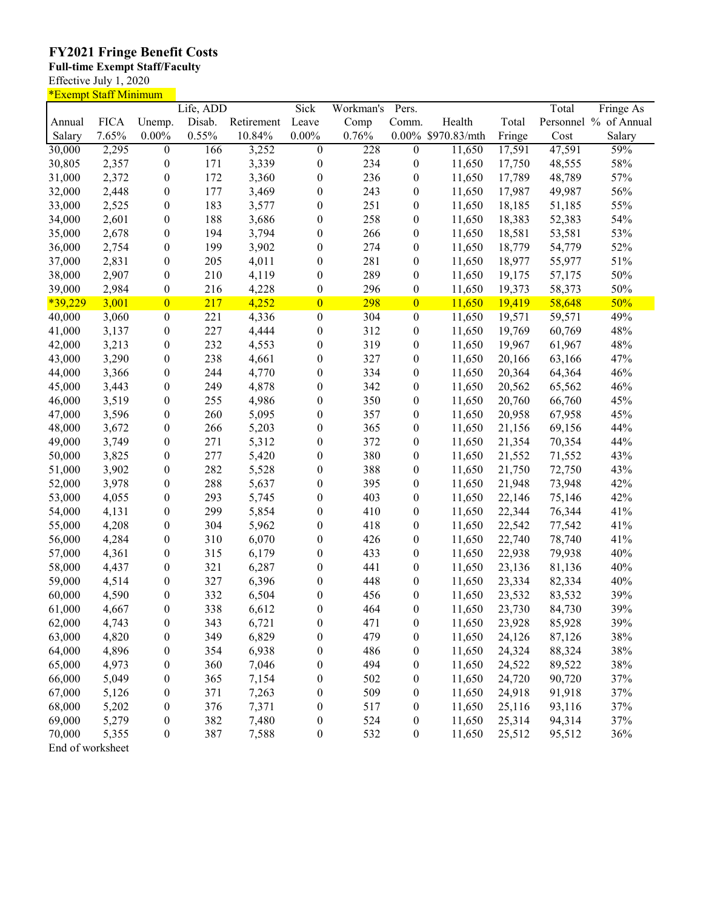# FY2021 Fringe Benefit Costs

**Full-time Exempt Staff/Faculty**

Effective July 1, 2020

*Exempt Staff Minimum

| Annual Salary | FICA 7.65% | Unemp. 0.00% | Life, ADD Disab. 0.55% | Retirement 10.84% | Sick Leave 0.00% | Workman's Comp 0.76% | Pers. Comm. 0.00% | Health $970.83/mth | Total Fringe | Total Personnel Cost | Fringe As % of Annual Salary |
|---|---|---|---|---|---|---|---|---|---|---|---|
| 30,000 | 2,295 | 0 | 166 | 3,252 | 0 | 228 | 0 | 11,650 | 17,591 | 47,591 | 59% |
| 30,805 | 2,357 | 0 | 171 | 3,339 | 0 | 234 | 0 | 11,650 | 17,750 | 48,555 | 58% |
| 31,000 | 2,372 | 0 | 172 | 3,360 | 0 | 236 | 0 | 11,650 | 17,789 | 48,789 | 57% |
| 32,000 | 2,448 | 0 | 177 | 3,469 | 0 | 243 | 0 | 11,650 | 17,987 | 49,987 | 56% |
| 33,000 | 2,525 | 0 | 183 | 3,577 | 0 | 251 | 0 | 11,650 | 18,185 | 51,185 | 55% |
| 34,000 | 2,601 | 0 | 188 | 3,686 | 0 | 258 | 0 | 11,650 | 18,383 | 52,383 | 54% |
| 35,000 | 2,678 | 0 | 194 | 3,794 | 0 | 266 | 0 | 11,650 | 18,581 | 53,581 | 53% |
| 36,000 | 2,754 | 0 | 199 | 3,902 | 0 | 274 | 0 | 11,650 | 18,779 | 54,779 | 52% |
| 37,000 | 2,831 | 0 | 205 | 4,011 | 0 | 281 | 0 | 11,650 | 18,977 | 55,977 | 51% |
| 38,000 | 2,907 | 0 | 210 | 4,119 | 0 | 289 | 0 | 11,650 | 19,175 | 57,175 | 50% |
| 39,000 | 2,984 | 0 | 216 | 4,228 | 0 | 296 | 0 | 11,650 | 19,373 | 58,373 | 50% |
| *39,229 | 3,001 | 0 | 217 | 4,252 | 0 | 298 | 0 | 11,650 | 19,419 | 58,648 | 50% |
| 40,000 | 3,060 | 0 | 221 | 4,336 | 0 | 304 | 0 | 11,650 | 19,571 | 59,571 | 49% |
| 41,000 | 3,137 | 0 | 227 | 4,444 | 0 | 312 | 0 | 11,650 | 19,769 | 60,769 | 48% |
| 42,000 | 3,213 | 0 | 232 | 4,553 | 0 | 319 | 0 | 11,650 | 19,967 | 61,967 | 48% |
| 43,000 | 3,290 | 0 | 238 | 4,661 | 0 | 327 | 0 | 11,650 | 20,166 | 63,166 | 47% |
| 44,000 | 3,366 | 0 | 244 | 4,770 | 0 | 334 | 0 | 11,650 | 20,364 | 64,364 | 46% |
| 45,000 | 3,443 | 0 | 249 | 4,878 | 0 | 342 | 0 | 11,650 | 20,562 | 65,562 | 46% |
| 46,000 | 3,519 | 0 | 255 | 4,986 | 0 | 350 | 0 | 11,650 | 20,760 | 66,760 | 45% |
| 47,000 | 3,596 | 0 | 260 | 5,095 | 0 | 357 | 0 | 11,650 | 20,958 | 67,958 | 45% |
| 48,000 | 3,672 | 0 | 266 | 5,203 | 0 | 365 | 0 | 11,650 | 21,156 | 69,156 | 44% |
| 49,000 | 3,749 | 0 | 271 | 5,312 | 0 | 372 | 0 | 11,650 | 21,354 | 70,354 | 44% |
| 50,000 | 3,825 | 0 | 277 | 5,420 | 0 | 380 | 0 | 11,650 | 21,552 | 71,552 | 43% |
| 51,000 | 3,902 | 0 | 282 | 5,528 | 0 | 388 | 0 | 11,650 | 21,750 | 72,750 | 43% |
| 52,000 | 3,978 | 0 | 288 | 5,637 | 0 | 395 | 0 | 11,650 | 21,948 | 73,948 | 42% |
| 53,000 | 4,055 | 0 | 293 | 5,745 | 0 | 403 | 0 | 11,650 | 22,146 | 75,146 | 42% |
| 54,000 | 4,131 | 0 | 299 | 5,854 | 0 | 410 | 0 | 11,650 | 22,344 | 76,344 | 41% |
| 55,000 | 4,208 | 0 | 304 | 5,962 | 0 | 418 | 0 | 11,650 | 22,542 | 77,542 | 41% |
| 56,000 | 4,284 | 0 | 310 | 6,070 | 0 | 426 | 0 | 11,650 | 22,740 | 78,740 | 41% |
| 57,000 | 4,361 | 0 | 315 | 6,179 | 0 | 433 | 0 | 11,650 | 22,938 | 79,938 | 40% |
| 58,000 | 4,437 | 0 | 321 | 6,287 | 0 | 441 | 0 | 11,650 | 23,136 | 81,136 | 40% |
| 59,000 | 4,514 | 0 | 327 | 6,396 | 0 | 448 | 0 | 11,650 | 23,334 | 82,334 | 40% |
| 60,000 | 4,590 | 0 | 332 | 6,504 | 0 | 456 | 0 | 11,650 | 23,532 | 83,532 | 39% |
| 61,000 | 4,667 | 0 | 338 | 6,612 | 0 | 464 | 0 | 11,650 | 23,730 | 84,730 | 39% |
| 62,000 | 4,743 | 0 | 343 | 6,721 | 0 | 471 | 0 | 11,650 | 23,928 | 85,928 | 39% |
| 63,000 | 4,820 | 0 | 349 | 6,829 | 0 | 479 | 0 | 11,650 | 24,126 | 87,126 | 38% |
| 64,000 | 4,896 | 0 | 354 | 6,938 | 0 | 486 | 0 | 11,650 | 24,324 | 88,324 | 38% |
| 65,000 | 4,973 | 0 | 360 | 7,046 | 0 | 494 | 0 | 11,650 | 24,522 | 89,522 | 38% |
| 66,000 | 5,049 | 0 | 365 | 7,154 | 0 | 502 | 0 | 11,650 | 24,720 | 90,720 | 37% |
| 67,000 | 5,126 | 0 | 371 | 7,263 | 0 | 509 | 0 | 11,650 | 24,918 | 91,918 | 37% |
| 68,000 | 5,202 | 0 | 376 | 7,371 | 0 | 517 | 0 | 11,650 | 25,116 | 93,116 | 37% |
| 69,000 | 5,279 | 0 | 382 | 7,480 | 0 | 524 | 0 | 11,650 | 25,314 | 94,314 | 37% |
| 70,000 | 5,355 | 0 | 387 | 7,588 | 0 | 532 | 0 | 11,650 | 25,512 | 95,512 | 36% |

End of worksheet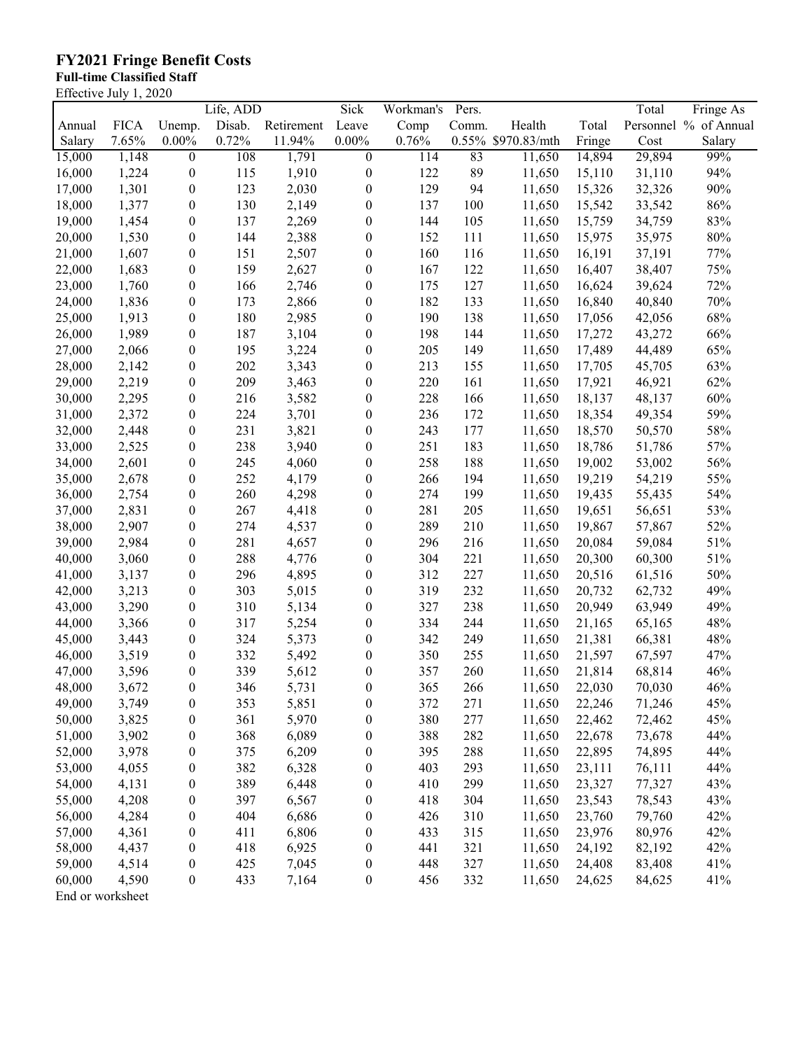## FY2021 Fringe Benefit Costs

**Full-time Classified Staff**

Effective July 1, 2020

| Annual Salary | FICA 7.65% | Unemp. 0.00% | Life, ADD Disab. 0.72% | Retirement 11.94% | Sick Leave 0.00% | Workman's Comp 0.76% | Pers. Comm. 0.55% | Health $970.83/mth | Total Fringe | Total Personnel Cost | Fringe As % of Annual Salary |
|---|---|---|---|---|---|---|---|---|---|---|---|
| 15,000 | 1,148 | 0 | 108 | 1,791 | 0 | 114 | 83 | 11,650 | 14,894 | 29,894 | 99% |
| 16,000 | 1,224 | 0 | 115 | 1,910 | 0 | 122 | 89 | 11,650 | 15,110 | 31,110 | 94% |
| 17,000 | 1,301 | 0 | 123 | 2,030 | 0 | 129 | 94 | 11,650 | 15,326 | 32,326 | 90% |
| 18,000 | 1,377 | 0 | 130 | 2,149 | 0 | 137 | 100 | 11,650 | 15,542 | 33,542 | 86% |
| 19,000 | 1,454 | 0 | 137 | 2,269 | 0 | 144 | 105 | 11,650 | 15,759 | 34,759 | 83% |
| 20,000 | 1,530 | 0 | 144 | 2,388 | 0 | 152 | 111 | 11,650 | 15,975 | 35,975 | 80% |
| 21,000 | 1,607 | 0 | 151 | 2,507 | 0 | 160 | 116 | 11,650 | 16,191 | 37,191 | 77% |
| 22,000 | 1,683 | 0 | 159 | 2,627 | 0 | 167 | 122 | 11,650 | 16,407 | 38,407 | 75% |
| 23,000 | 1,760 | 0 | 166 | 2,746 | 0 | 175 | 127 | 11,650 | 16,624 | 39,624 | 72% |
| 24,000 | 1,836 | 0 | 173 | 2,866 | 0 | 182 | 133 | 11,650 | 16,840 | 40,840 | 70% |
| 25,000 | 1,913 | 0 | 180 | 2,985 | 0 | 190 | 138 | 11,650 | 17,056 | 42,056 | 68% |
| 26,000 | 1,989 | 0 | 187 | 3,104 | 0 | 198 | 144 | 11,650 | 17,272 | 43,272 | 66% |
| 27,000 | 2,066 | 0 | 195 | 3,224 | 0 | 205 | 149 | 11,650 | 17,489 | 44,489 | 65% |
| 28,000 | 2,142 | 0 | 202 | 3,343 | 0 | 213 | 155 | 11,650 | 17,705 | 45,705 | 63% |
| 29,000 | 2,219 | 0 | 209 | 3,463 | 0 | 220 | 161 | 11,650 | 17,921 | 46,921 | 62% |
| 30,000 | 2,295 | 0 | 216 | 3,582 | 0 | 228 | 166 | 11,650 | 18,137 | 48,137 | 60% |
| 31,000 | 2,372 | 0 | 224 | 3,701 | 0 | 236 | 172 | 11,650 | 18,354 | 49,354 | 59% |
| 32,000 | 2,448 | 0 | 231 | 3,821 | 0 | 243 | 177 | 11,650 | 18,570 | 50,570 | 58% |
| 33,000 | 2,525 | 0 | 238 | 3,940 | 0 | 251 | 183 | 11,650 | 18,786 | 51,786 | 57% |
| 34,000 | 2,601 | 0 | 245 | 4,060 | 0 | 258 | 188 | 11,650 | 19,002 | 53,002 | 56% |
| 35,000 | 2,678 | 0 | 252 | 4,179 | 0 | 266 | 194 | 11,650 | 19,219 | 54,219 | 55% |
| 36,000 | 2,754 | 0 | 260 | 4,298 | 0 | 274 | 199 | 11,650 | 19,435 | 55,435 | 54% |
| 37,000 | 2,831 | 0 | 267 | 4,418 | 0 | 281 | 205 | 11,650 | 19,651 | 56,651 | 53% |
| 38,000 | 2,907 | 0 | 274 | 4,537 | 0 | 289 | 210 | 11,650 | 19,867 | 57,867 | 52% |
| 39,000 | 2,984 | 0 | 281 | 4,657 | 0 | 296 | 216 | 11,650 | 20,084 | 59,084 | 51% |
| 40,000 | 3,060 | 0 | 288 | 4,776 | 0 | 304 | 221 | 11,650 | 20,300 | 60,300 | 51% |
| 41,000 | 3,137 | 0 | 296 | 4,895 | 0 | 312 | 227 | 11,650 | 20,516 | 61,516 | 50% |
| 42,000 | 3,213 | 0 | 303 | 5,015 | 0 | 319 | 232 | 11,650 | 20,732 | 62,732 | 49% |
| 43,000 | 3,290 | 0 | 310 | 5,134 | 0 | 327 | 238 | 11,650 | 20,949 | 63,949 | 49% |
| 44,000 | 3,366 | 0 | 317 | 5,254 | 0 | 334 | 244 | 11,650 | 21,165 | 65,165 | 48% |
| 45,000 | 3,443 | 0 | 324 | 5,373 | 0 | 342 | 249 | 11,650 | 21,381 | 66,381 | 48% |
| 46,000 | 3,519 | 0 | 332 | 5,492 | 0 | 350 | 255 | 11,650 | 21,597 | 67,597 | 47% |
| 47,000 | 3,596 | 0 | 339 | 5,612 | 0 | 357 | 260 | 11,650 | 21,814 | 68,814 | 46% |
| 48,000 | 3,672 | 0 | 346 | 5,731 | 0 | 365 | 266 | 11,650 | 22,030 | 70,030 | 46% |
| 49,000 | 3,749 | 0 | 353 | 5,851 | 0 | 372 | 271 | 11,650 | 22,246 | 71,246 | 45% |
| 50,000 | 3,825 | 0 | 361 | 5,970 | 0 | 380 | 277 | 11,650 | 22,462 | 72,462 | 45% |
| 51,000 | 3,902 | 0 | 368 | 6,089 | 0 | 388 | 282 | 11,650 | 22,678 | 73,678 | 44% |
| 52,000 | 3,978 | 0 | 375 | 6,209 | 0 | 395 | 288 | 11,650 | 22,895 | 74,895 | 44% |
| 53,000 | 4,055 | 0 | 382 | 6,328 | 0 | 403 | 293 | 11,650 | 23,111 | 76,111 | 44% |
| 54,000 | 4,131 | 0 | 389 | 6,448 | 0 | 410 | 299 | 11,650 | 23,327 | 77,327 | 43% |
| 55,000 | 4,208 | 0 | 397 | 6,567 | 0 | 418 | 304 | 11,650 | 23,543 | 78,543 | 43% |
| 56,000 | 4,284 | 0 | 404 | 6,686 | 0 | 426 | 310 | 11,650 | 23,760 | 79,760 | 42% |
| 57,000 | 4,361 | 0 | 411 | 6,806 | 0 | 433 | 315 | 11,650 | 23,976 | 80,976 | 42% |
| 58,000 | 4,437 | 0 | 418 | 6,925 | 0 | 441 | 321 | 11,650 | 24,192 | 82,192 | 42% |
| 59,000 | 4,514 | 0 | 425 | 7,045 | 0 | 448 | 327 | 11,650 | 24,408 | 83,408 | 41% |
| 60,000 | 4,590 | 0 | 433 | 7,164 | 0 | 456 | 332 | 11,650 | 24,625 | 84,625 | 41% |

End or worksheet